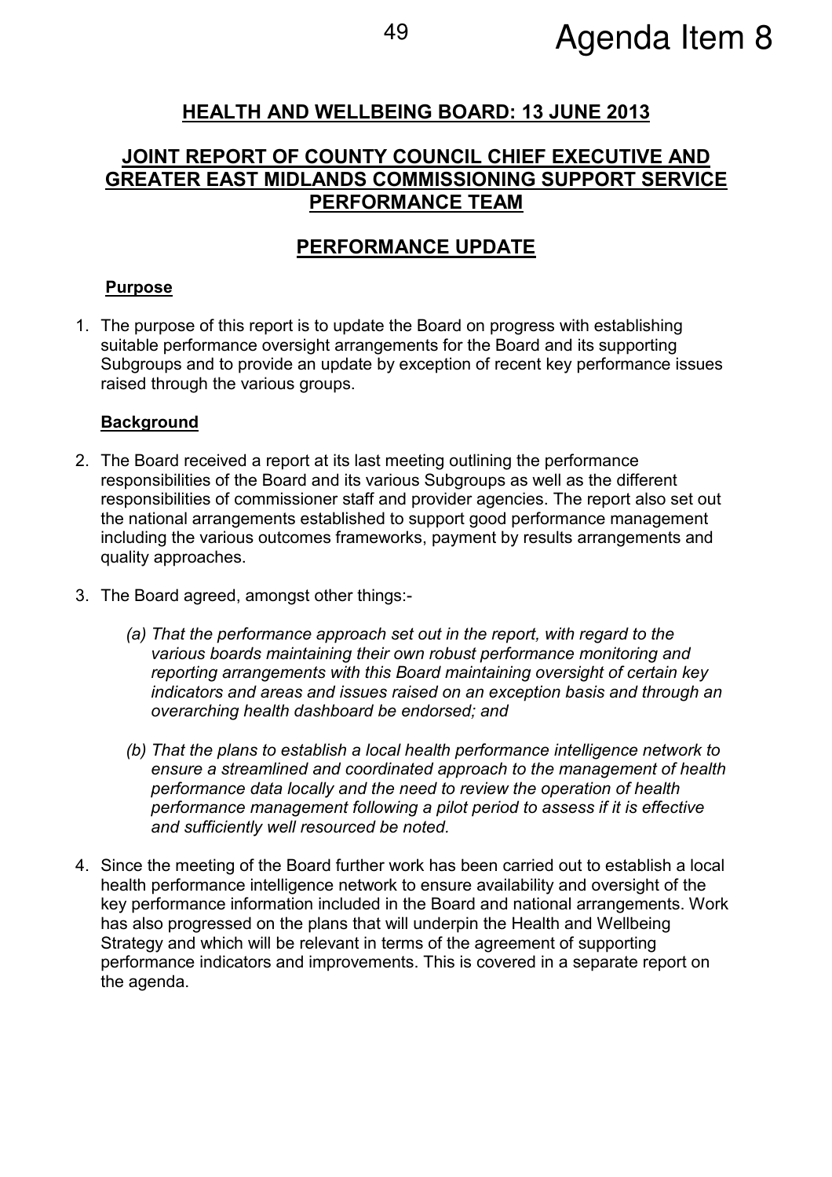Agenda Item 8

# HEALTH AND WELLBEING BOARD: 13 JUNE 2013

## JOINT REPORT OF COUNTY COUNCIL CHIEF EXECUTIVE AND GREATER EAST MIDLANDS COMMISSIONING SUPPORT SERVICE PERFORMANCE TEAM

## PERFORMANCE UPDATE

### Purpose

1. The purpose of this report is to update the Board on progress with establishing suitable performance oversight arrangements for the Board and its supporting Subgroups and to provide an update by exception of recent key performance issues raised through the various groups.

### Background

2. The Board received a report at its last meeting outlining the performance responsibilities of the Board and its various Subgroups as well as the different responsibilities of commissioner staff and provider agencies. The report also set out the national arrangements established to support good performance management including the various outcomes frameworks, payment by results arrangements and quality approaches.

3. The Board agreed, amongst other things:-

   *(a) That the performance approach set out in the report, with regard to the various boards maintaining their own robust performance monitoring and reporting arrangements with this Board maintaining oversight of certain key indicators and areas and issues raised on an exception basis and through an overarching health dashboard be endorsed; and*

   *(b) That the plans to establish a local health performance intelligence network to ensure a streamlined and coordinated approach to the management of health performance data locally and the need to review the operation of health performance management following a pilot period to assess if it is effective and sufficiently well resourced be noted.*

4. Since the meeting of the Board further work has been carried out to establish a local health performance intelligence network to ensure availability and oversight of the key performance information included in the Board and national arrangements. Work has also progressed on the plans that will underpin the Health and Wellbeing Strategy and which will be relevant in terms of the agreement of supporting performance indicators and improvements. This is covered in a separate report on the agenda.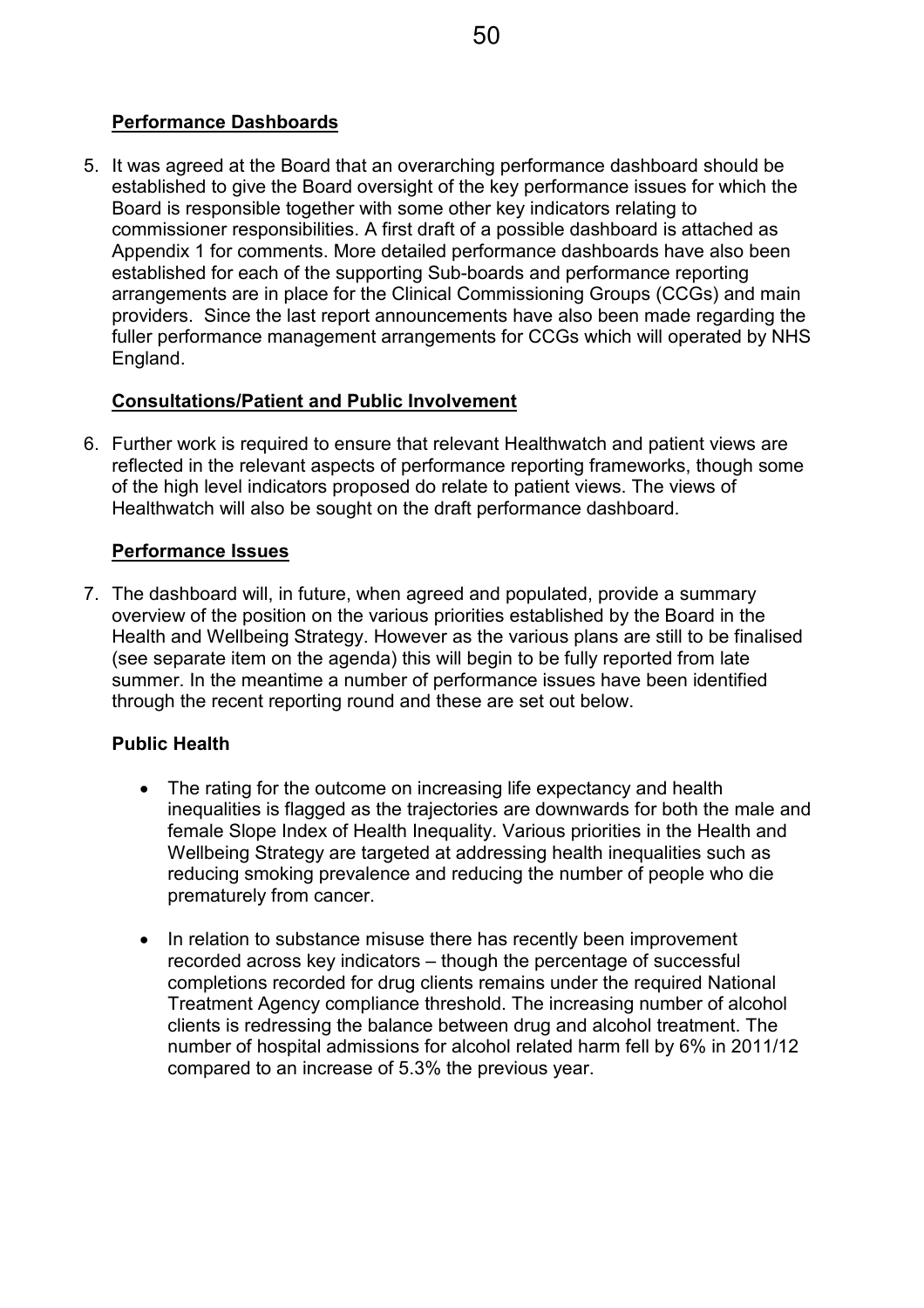**Performance Dashboards**

5. It was agreed at the Board that an overarching performance dashboard should be established to give the Board oversight of the key performance issues for which the Board is responsible together with some other key indicators relating to commissioner responsibilities. A first draft of a possible dashboard is attached as Appendix 1 for comments. More detailed performance dashboards have also been established for each of the supporting Sub-boards and performance reporting arrangements are in place for the Clinical Commissioning Groups (CCGs) and main providers. Since the last report announcements have also been made regarding the fuller performance management arrangements for CCGs which will operated by NHS England.

**Consultations/Patient and Public Involvement**

6. Further work is required to ensure that relevant Healthwatch and patient views are reflected in the relevant aspects of performance reporting frameworks, though some of the high level indicators proposed do relate to patient views. The views of Healthwatch will also be sought on the draft performance dashboard.

**Performance Issues**

7. The dashboard will, in future, when agreed and populated, provide a summary overview of the position on the various priorities established by the Board in the Health and Wellbeing Strategy. However as the various plans are still to be finalised (see separate item on the agenda) this will begin to be fully reported from late summer. In the meantime a number of performance issues have been identified through the recent reporting round and these are set out below.

**Public Health**

- The rating for the outcome on increasing life expectancy and health inequalities is flagged as the trajectories are downwards for both the male and female Slope Index of Health Inequality. Various priorities in the Health and Wellbeing Strategy are targeted at addressing health inequalities such as reducing smoking prevalence and reducing the number of people who die prematurely from cancer.

- In relation to substance misuse there has recently been improvement recorded across key indicators – though the percentage of successful completions recorded for drug clients remains under the required National Treatment Agency compliance threshold. The increasing number of alcohol clients is redressing the balance between drug and alcohol treatment. The number of hospital admissions for alcohol related harm fell by 6% in 2011/12 compared to an increase of 5.3% the previous year.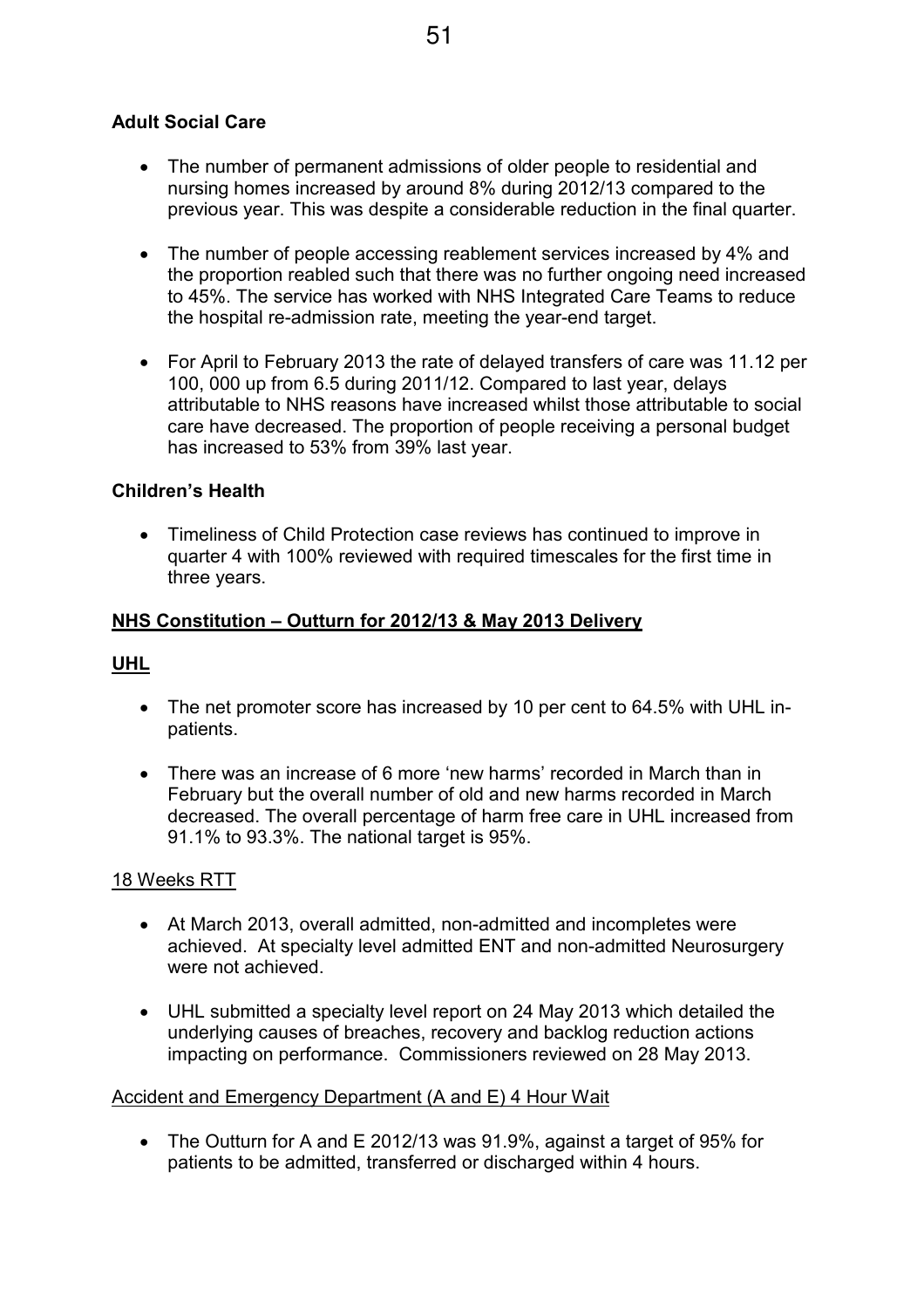**Adult Social Care**

- The number of permanent admissions of older people to residential and nursing homes increased by around 8% during 2012/13 compared to the previous year. This was despite a considerable reduction in the final quarter.

- The number of people accessing reablement services increased by 4% and the proportion reabled such that there was no further ongoing need increased to 45%. The service has worked with NHS Integrated Care Teams to reduce the hospital re-admission rate, meeting the year-end target.

- For April to February 2013 the rate of delayed transfers of care was 11.12 per 100, 000 up from 6.5 during 2011/12. Compared to last year, delays attributable to NHS reasons have increased whilst those attributable to social care have decreased. The proportion of people receiving a personal budget has increased to 53% from 39% last year.

**Children's Health**

- Timeliness of Child Protection case reviews has continued to improve in quarter 4 with 100% reviewed with required timescales for the first time in three years.

**NHS Constitution – Outturn for 2012/13 & May 2013 Delivery**

**UHL**

- The net promoter score has increased by 10 per cent to 64.5% with UHL in-patients.

- There was an increase of 6 more 'new harms' recorded in March than in February but the overall number of old and new harms recorded in March decreased. The overall percentage of harm free care in UHL increased from 91.1% to 93.3%. The national target is 95%.

18 Weeks RTT

- At March 2013, overall admitted, non-admitted and incompletes were achieved. At specialty level admitted ENT and non-admitted Neurosurgery were not achieved.

- UHL submitted a specialty level report on 24 May 2013 which detailed the underlying causes of breaches, recovery and backlog reduction actions impacting on performance. Commissioners reviewed on 28 May 2013.

Accident and Emergency Department (A and E) 4 Hour Wait

- The Outturn for A and E 2012/13 was 91.9%, against a target of 95% for patients to be admitted, transferred or discharged within 4 hours.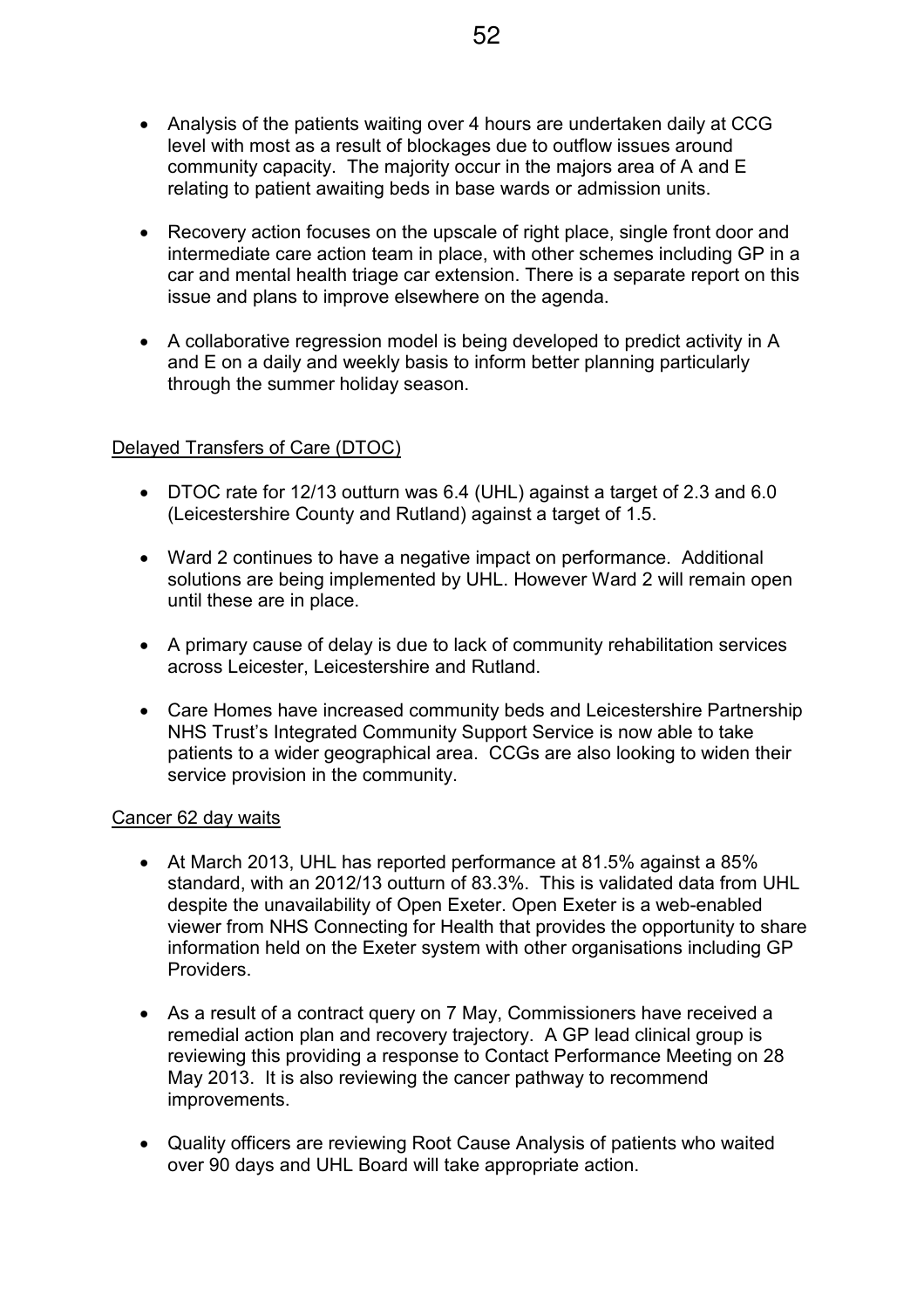- Analysis of the patients waiting over 4 hours are undertaken daily at CCG level with most as a result of blockages due to outflow issues around community capacity. The majority occur in the majors area of A and E relating to patient awaiting beds in base wards or admission units.

- Recovery action focuses on the upscale of right place, single front door and intermediate care action team in place, with other schemes including GP in a car and mental health triage car extension. There is a separate report on this issue and plans to improve elsewhere on the agenda.

- A collaborative regression model is being developed to predict activity in A and E on a daily and weekly basis to inform better planning particularly through the summer holiday season.

<u>Delayed Transfers of Care (DTOC)</u>

- DTOC rate for 12/13 outturn was 6.4 (UHL) against a target of 2.3 and 6.0 (Leicestershire County and Rutland) against a target of 1.5.

- Ward 2 continues to have a negative impact on performance. Additional solutions are being implemented by UHL. However Ward 2 will remain open until these are in place.

- A primary cause of delay is due to lack of community rehabilitation services across Leicester, Leicestershire and Rutland.

- Care Homes have increased community beds and Leicestershire Partnership NHS Trust's Integrated Community Support Service is now able to take patients to a wider geographical area. CCGs are also looking to widen their service provision in the community.

<u>Cancer 62 day waits</u>

- At March 2013, UHL has reported performance at 81.5% against a 85% standard, with an 2012/13 outturn of 83.3%. This is validated data from UHL despite the unavailability of Open Exeter. Open Exeter is a web-enabled viewer from NHS Connecting for Health that provides the opportunity to share information held on the Exeter system with other organisations including GP Providers.

- As a result of a contract query on 7 May, Commissioners have received a remedial action plan and recovery trajectory. A GP lead clinical group is reviewing this providing a response to Contact Performance Meeting on 28 May 2013. It is also reviewing the cancer pathway to recommend improvements.

- Quality officers are reviewing Root Cause Analysis of patients who waited over 90 days and UHL Board will take appropriate action.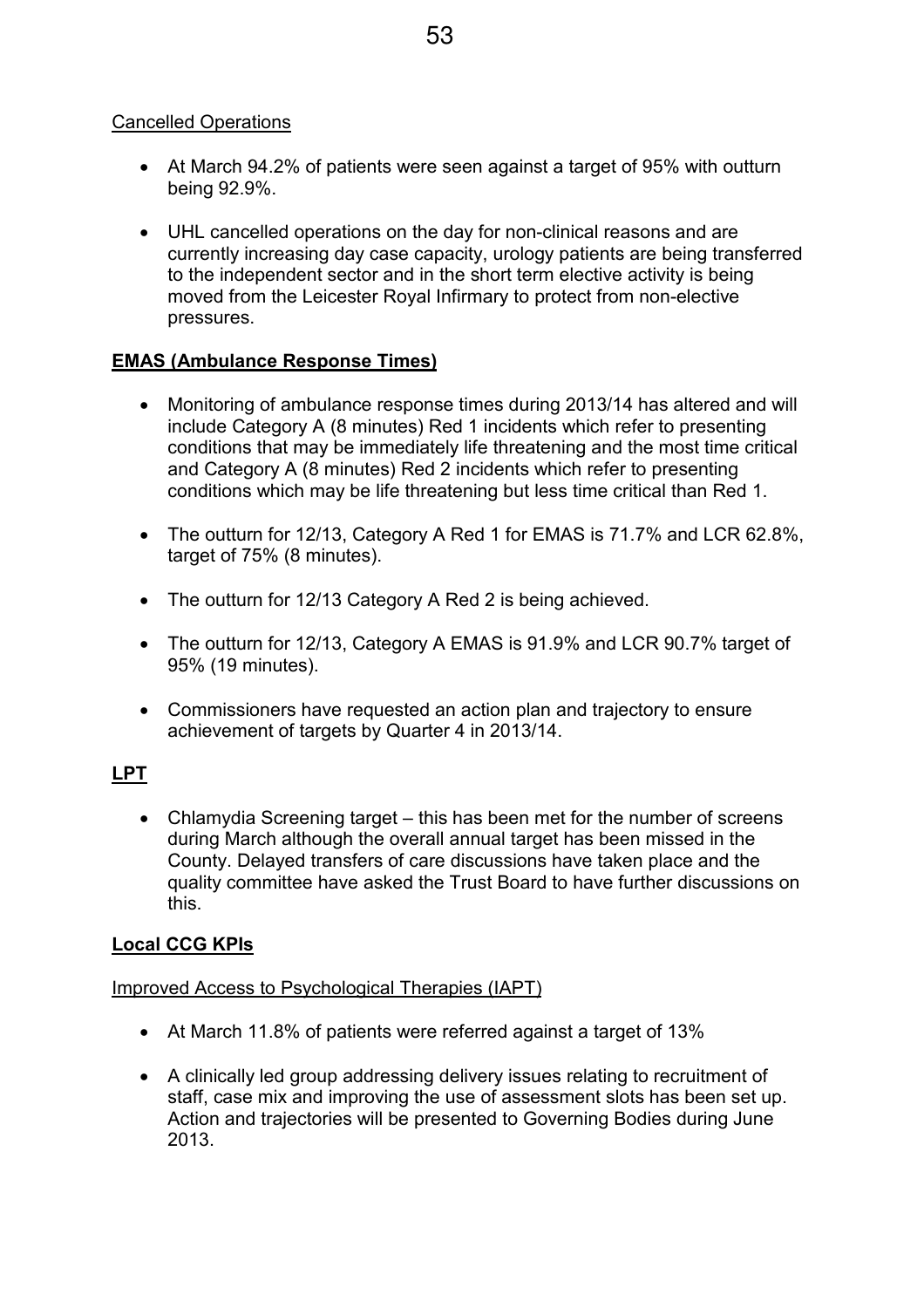Cancelled Operations

- At March 94.2% of patients were seen against a target of 95% with outturn being 92.9%.
- UHL cancelled operations on the day for non-clinical reasons and are currently increasing day case capacity, urology patients are being transferred to the independent sector and in the short term elective activity is being moved from the Leicester Royal Infirmary to protect from non-elective pressures.

**EMAS (Ambulance Response Times)**

- Monitoring of ambulance response times during 2013/14 has altered and will include Category A (8 minutes) Red 1 incidents which refer to presenting conditions that may be immediately life threatening and the most time critical and Category A (8 minutes) Red 2 incidents which refer to presenting conditions which may be life threatening but less time critical than Red 1.
- The outturn for 12/13, Category A Red 1 for EMAS is 71.7% and LCR 62.8%, target of 75% (8 minutes).
- The outturn for 12/13 Category A Red 2 is being achieved.
- The outturn for 12/13, Category A EMAS is 91.9% and LCR 90.7% target of 95% (19 minutes).
- Commissioners have requested an action plan and trajectory to ensure achievement of targets by Quarter 4 in 2013/14.

**LPT**

- Chlamydia Screening target – this has been met for the number of screens during March although the overall annual target has been missed in the County. Delayed transfers of care discussions have taken place and the quality committee have asked the Trust Board to have further discussions on this.

**Local CCG KPIs**

Improved Access to Psychological Therapies (IAPT)

- At March 11.8% of patients were referred against a target of 13%
- A clinically led group addressing delivery issues relating to recruitment of staff, case mix and improving the use of assessment slots has been set up. Action and trajectories will be presented to Governing Bodies during June 2013.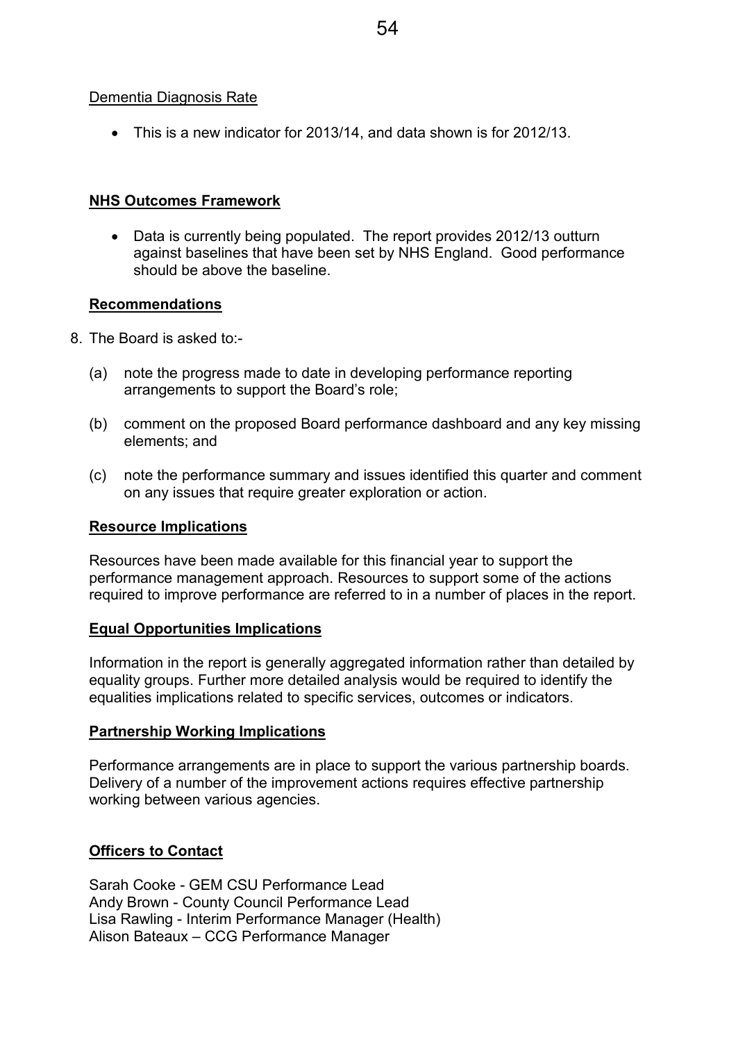Dementia Diagnosis Rate

- This is a new indicator for 2013/14, and data shown is for 2012/13.

**NHS Outcomes Framework**

- Data is currently being populated. The report provides 2012/13 outturn against baselines that have been set by NHS England. Good performance should be above the baseline.

**Recommendations**

8. The Board is asked to:-

   (a) note the progress made to date in developing performance reporting arrangements to support the Board's role;

   (b) comment on the proposed Board performance dashboard and any key missing elements; and

   (c) note the performance summary and issues identified this quarter and comment on any issues that require greater exploration or action.

**Resource Implications**

Resources have been made available for this financial year to support the performance management approach. Resources to support some of the actions required to improve performance are referred to in a number of places in the report.

**Equal Opportunities Implications**

Information in the report is generally aggregated information rather than detailed by equality groups. Further more detailed analysis would be required to identify the equalities implications related to specific services, outcomes or indicators.

**Partnership Working Implications**

Performance arrangements are in place to support the various partnership boards. Delivery of a number of the improvement actions requires effective partnership working between various agencies.

**Officers to Contact**

Sarah Cooke - GEM CSU Performance Lead
Andy Brown - County Council Performance Lead
Lisa Rawling - Interim Performance Manager (Health)
Alison Bateaux – CCG Performance Manager